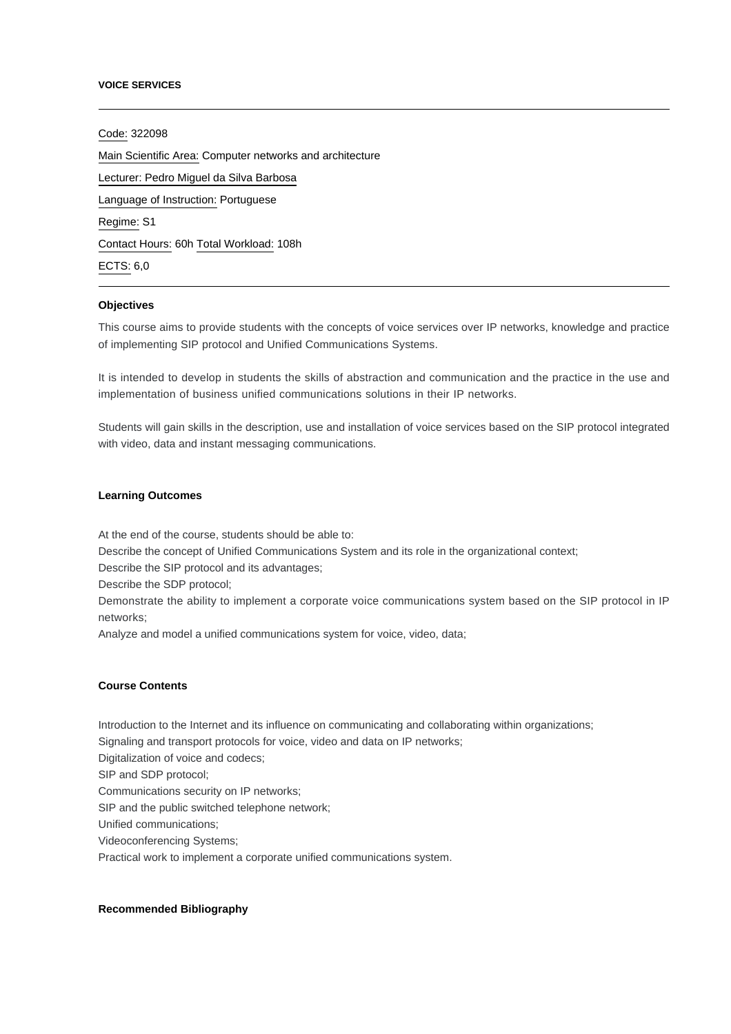# VOICE SERVICES

---

Code: 322098

Main Scientific Area: Computer networks and architecture

Lecturer: Pedro Miguel da Silva Barbosa

Language of Instruction: Portuguese

Regime: S1

Contact Hours: 60h Total Workload: 108h

ECTS: 6,0

---

## Objectives

This course aims to provide students with the concepts of voice services over IP networks, knowledge and practice of implementing SIP protocol and Unified Communications Systems.

It is intended to develop in students the skills of abstraction and communication and the practice in the use and implementation of business unified communications solutions in their IP networks.

Students will gain skills in the description, use and installation of voice services based on the SIP protocol integrated with video, data and instant messaging communications.

## Learning Outcomes

At the end of the course, students should be able to:
Describe the concept of Unified Communications System and its role in the organizational context;
Describe the SIP protocol and its advantages;
Describe the SDP protocol;
Demonstrate the ability to implement a corporate voice communications system based on the SIP protocol in IP networks;
Analyze and model a unified communications system for voice, video, data;

## Course Contents

Introduction to the Internet and its influence on communicating and collaborating within organizations;
Signaling and transport protocols for voice, video and data on IP networks;
Digitalization of voice and codecs;
SIP and SDP protocol;
Communications security on IP networks;
SIP and the public switched telephone network;
Unified communications;
Videoconferencing Systems;
Practical work to implement a corporate unified communications system.

## Recommended Bibliography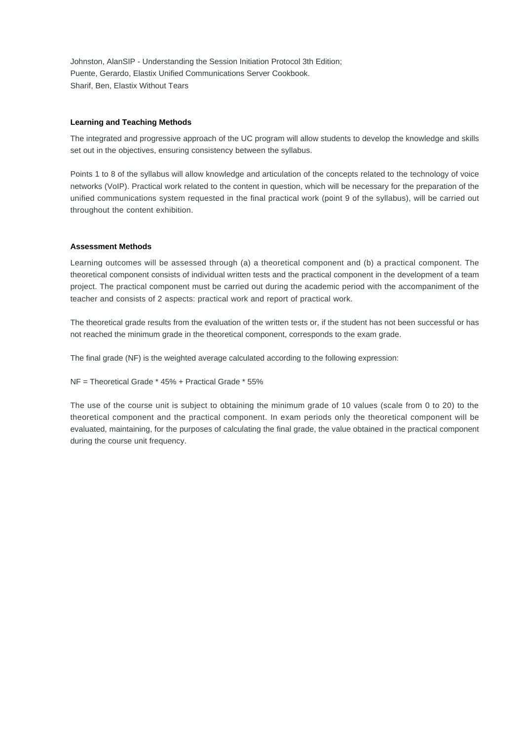Johnston, AlanSIP - Understanding the Session Initiation Protocol 3th Edition;
Puente, Gerardo, Elastix Unified Communications Server Cookbook.
Sharif, Ben, Elastix Without Tears

**Learning and Teaching Methods**

The integrated and progressive approach of the UC program will allow students to develop the knowledge and skills set out in the objectives, ensuring consistency between the syllabus.

Points 1 to 8 of the syllabus will allow knowledge and articulation of the concepts related to the technology of voice networks (VoIP). Practical work related to the content in question, which will be necessary for the preparation of the unified communications system requested in the final practical work (point 9 of the syllabus), will be carried out throughout the content exhibition.

**Assessment Methods**

Learning outcomes will be assessed through (a) a theoretical component and (b) a practical component. The theoretical component consists of individual written tests and the practical component in the development of a team project. The practical component must be carried out during the academic period with the accompaniment of the teacher and consists of 2 aspects: practical work and report of practical work.

The theoretical grade results from the evaluation of the written tests or, if the student has not been successful or has not reached the minimum grade in the theoretical component, corresponds to the exam grade.

The final grade (NF) is the weighted average calculated according to the following expression:

$NF = \text{Theoretical Grade} * 45\% + \text{Practical Grade} * 55\%$

The use of the course unit is subject to obtaining the minimum grade of 10 values (scale from 0 to 20) to the theoretical component and the practical component. In exam periods only the theoretical component will be evaluated, maintaining, for the purposes of calculating the final grade, the value obtained in the practical component during the course unit frequency.